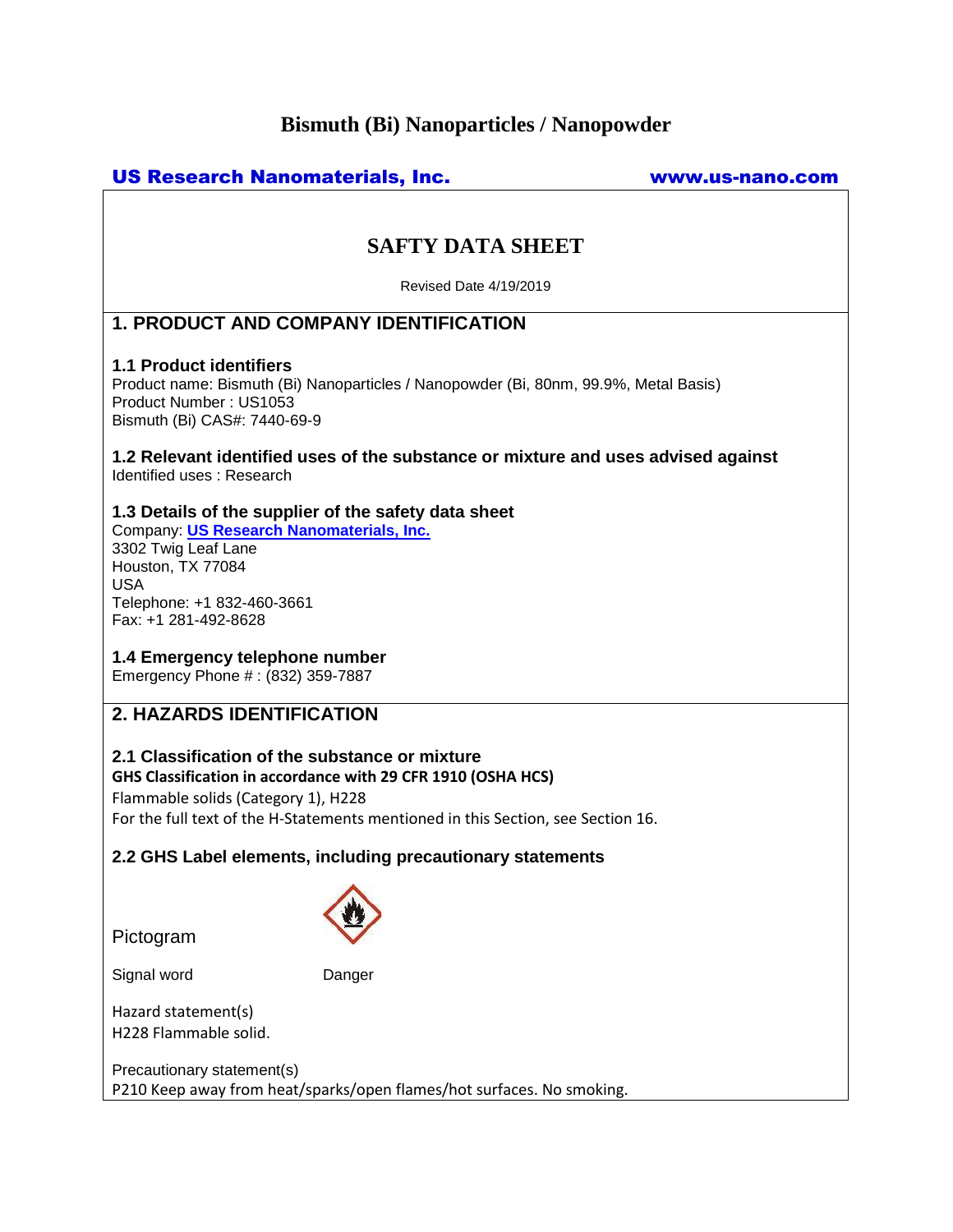# Bismuth (Bi) Nanoparticles / Nanopowder

**US Research Nanomaterials, Inc.** www.us-nano.com

## SAFTY DATA SHEET

Revised Date 4/19/2019

## 1. PRODUCT AND COMPANY IDENTIFICATION

### 1.1 Product identifiers

Product name: Bismuth (Bi) Nanoparticles / Nanopowder (Bi, 80nm, 99.9%, Metal Basis)
Product Number : US1053
Bismuth (Bi) CAS#: 7440-69-9

### 1.2 Relevant identified uses of the substance or mixture and uses advised against

Identified uses : Research

### 1.3 Details of the supplier of the safety data sheet

Company: US Research Nanomaterials, Inc.
3302 Twig Leaf Lane
Houston, TX 77084
USA
Telephone: +1 832-460-3661
Fax: +1 281-492-8628

### 1.4 Emergency telephone number

Emergency Phone # : (832) 359-7887

## 2. HAZARDS IDENTIFICATION

### 2.1 Classification of the substance or mixture

**GHS Classification in accordance with 29 CFR 1910 (OSHA HCS)**

Flammable solids (Category 1), H228
For the full text of the H-Statements mentioned in this Section, see Section 16.

### 2.2 GHS Label elements, including precautionary statements

Pictogram

Signal word Danger

Hazard statement(s)
H228 Flammable solid.

Precautionary statement(s)
P210 Keep away from heat/sparks/open flames/hot surfaces. No smoking.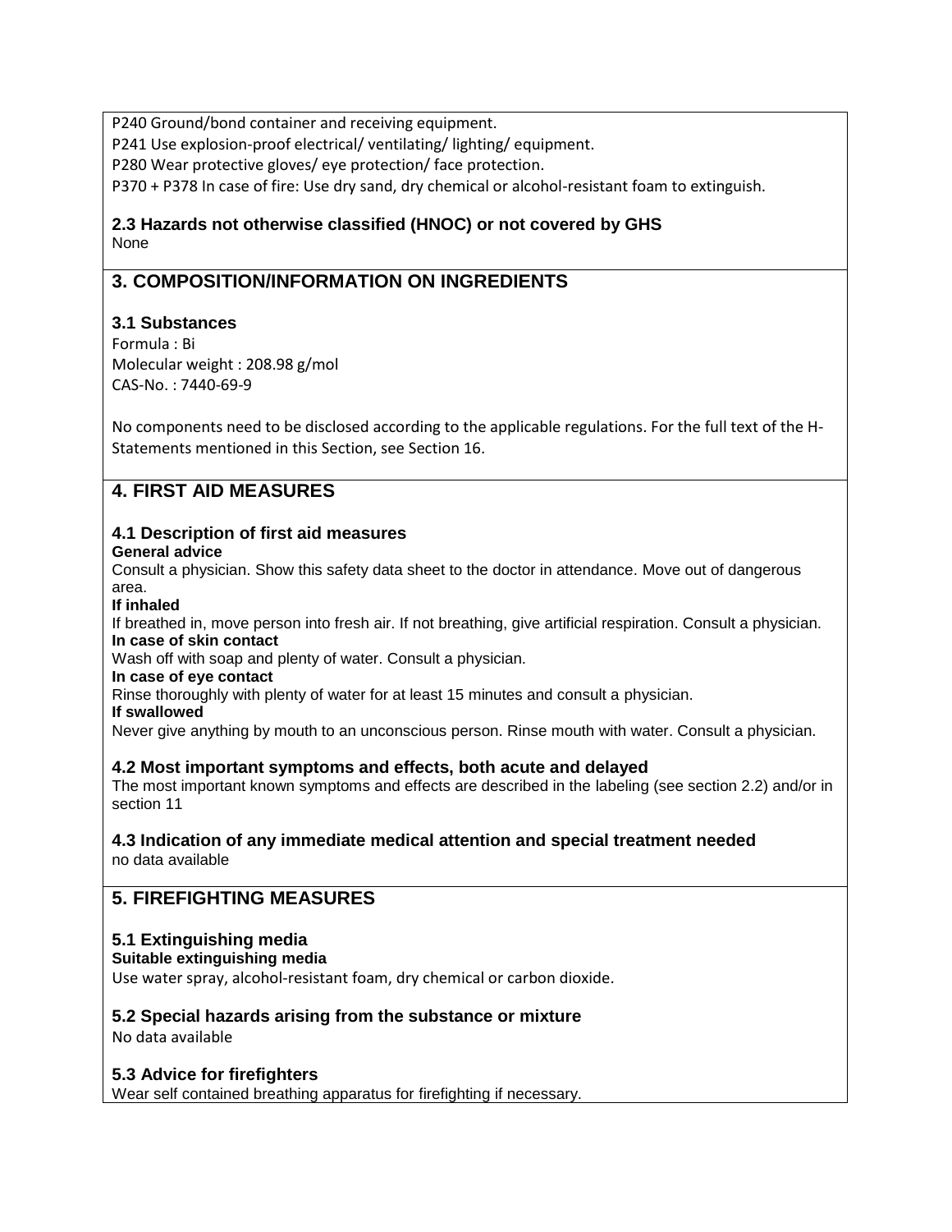P240 Ground/bond container and receiving equipment.
P241 Use explosion-proof electrical/ ventilating/ lighting/ equipment.
P280 Wear protective gloves/ eye protection/ face protection.
P370 + P378 In case of fire: Use dry sand, dry chemical or alcohol-resistant foam to extinguish.

### 2.3 Hazards not otherwise classified (HNOC) or not covered by GHS

None

## 3. COMPOSITION/INFORMATION ON INGREDIENTS

### 3.1 Substances

Formula : Bi
Molecular weight : 208.98 g/mol
CAS-No. : 7440-69-9

No components need to be disclosed according to the applicable regulations. For the full text of the H-Statements mentioned in this Section, see Section 16.

## 4. FIRST AID MEASURES

### 4.1 Description of first aid measures

**General advice**
Consult a physician. Show this safety data sheet to the doctor in attendance. Move out of dangerous area.

**If inhaled**
If breathed in, move person into fresh air. If not breathing, give artificial respiration. Consult a physician.

**In case of skin contact**
Wash off with soap and plenty of water. Consult a physician.

**In case of eye contact**
Rinse thoroughly with plenty of water for at least 15 minutes and consult a physician.

**If swallowed**
Never give anything by mouth to an unconscious person. Rinse mouth with water. Consult a physician.

### 4.2 Most important symptoms and effects, both acute and delayed

The most important known symptoms and effects are described in the labeling (see section 2.2) and/or in section 11

### 4.3 Indication of any immediate medical attention and special treatment needed

no data available

## 5. FIREFIGHTING MEASURES

### 5.1 Extinguishing media

**Suitable extinguishing media**
Use water spray, alcohol-resistant foam, dry chemical or carbon dioxide.

### 5.2 Special hazards arising from the substance or mixture

No data available

### 5.3 Advice for firefighters

Wear self contained breathing apparatus for firefighting if necessary.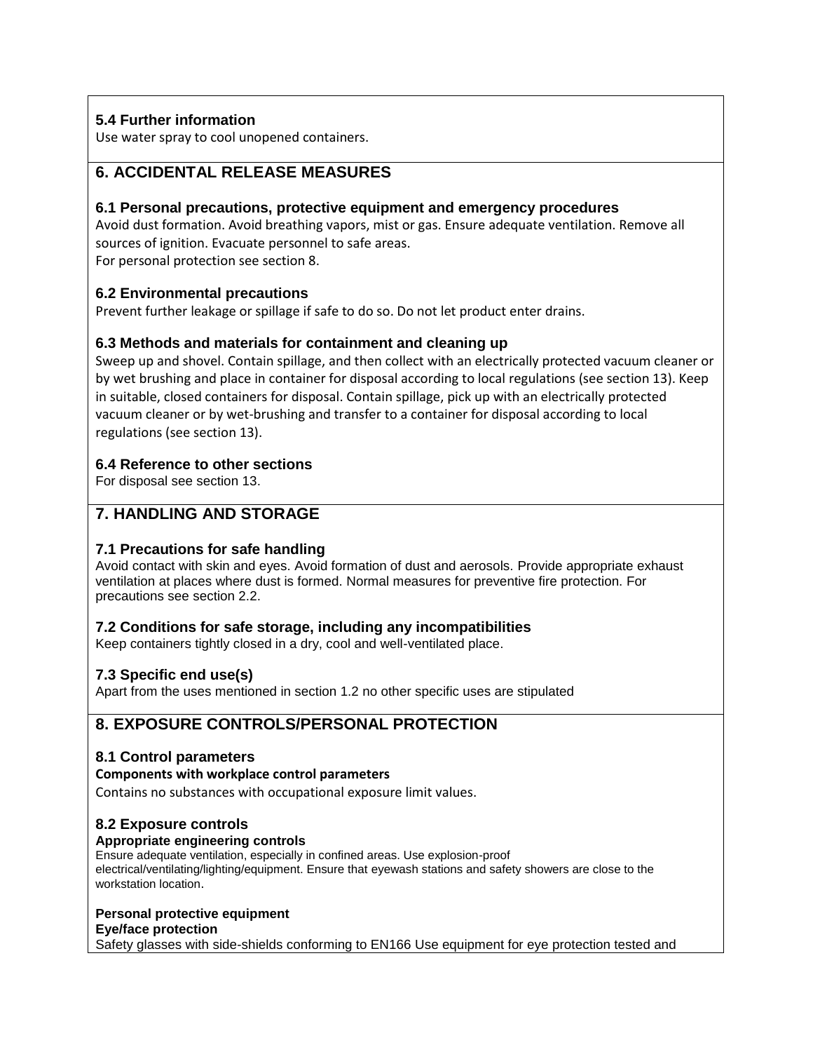### 5.4 Further information

Use water spray to cool unopened containers.

## 6. ACCIDENTAL RELEASE MEASURES

### 6.1 Personal precautions, protective equipment and emergency procedures

Avoid dust formation. Avoid breathing vapors, mist or gas. Ensure adequate ventilation. Remove all sources of ignition. Evacuate personnel to safe areas.
For personal protection see section 8.

### 6.2 Environmental precautions

Prevent further leakage or spillage if safe to do so. Do not let product enter drains.

### 6.3 Methods and materials for containment and cleaning up

Sweep up and shovel. Contain spillage, and then collect with an electrically protected vacuum cleaner or by wet brushing and place in container for disposal according to local regulations (see section 13). Keep in suitable, closed containers for disposal. Contain spillage, pick up with an electrically protected vacuum cleaner or by wet-brushing and transfer to a container for disposal according to local regulations (see section 13).

### 6.4 Reference to other sections

For disposal see section 13.

## 7. HANDLING AND STORAGE

### 7.1 Precautions for safe handling

Avoid contact with skin and eyes. Avoid formation of dust and aerosols. Provide appropriate exhaust ventilation at places where dust is formed. Normal measures for preventive fire protection. For precautions see section 2.2.

### 7.2 Conditions for safe storage, including any incompatibilities

Keep containers tightly closed in a dry, cool and well-ventilated place.

### 7.3 Specific end use(s)

Apart from the uses mentioned in section 1.2 no other specific uses are stipulated

## 8. EXPOSURE CONTROLS/PERSONAL PROTECTION

### 8.1 Control parameters

**Components with workplace control parameters**

Contains no substances with occupational exposure limit values.

### 8.2 Exposure controls

**Appropriate engineering controls**

Ensure adequate ventilation, especially in confined areas. Use explosion-proof electrical/ventilating/lighting/equipment. Ensure that eyewash stations and safety showers are close to the workstation location.

**Personal protective equipment**

**Eye/face protection**

Safety glasses with side-shields conforming to EN166 Use equipment for eye protection tested and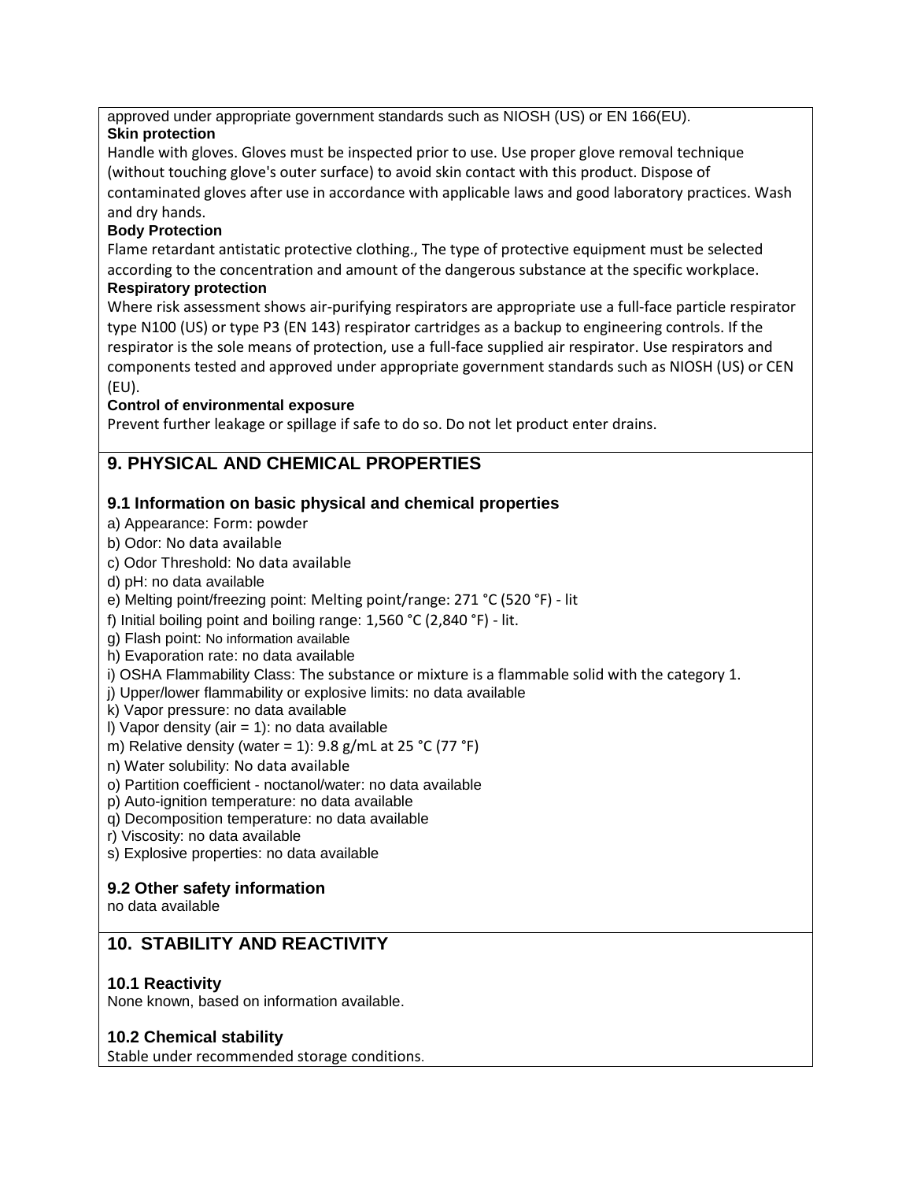approved under appropriate government standards such as NIOSH (US) or EN 166(EU).

**Skin protection**

Handle with gloves. Gloves must be inspected prior to use. Use proper glove removal technique (without touching glove's outer surface) to avoid skin contact with this product. Dispose of contaminated gloves after use in accordance with applicable laws and good laboratory practices. Wash and dry hands.

**Body Protection**

Flame retardant antistatic protective clothing., The type of protective equipment must be selected according to the concentration and amount of the dangerous substance at the specific workplace.

**Respiratory protection**

Where risk assessment shows air-purifying respirators are appropriate use a full-face particle respirator type N100 (US) or type P3 (EN 143) respirator cartridges as a backup to engineering controls. If the respirator is the sole means of protection, use a full-face supplied air respirator. Use respirators and components tested and approved under appropriate government standards such as NIOSH (US) or CEN (EU).

**Control of environmental exposure**

Prevent further leakage or spillage if safe to do so. Do not let product enter drains.

## 9. PHYSICAL AND CHEMICAL PROPERTIES

### 9.1 Information on basic physical and chemical properties

a) Appearance: Form: powder
b) Odor: No data available
c) Odor Threshold: No data available
d) pH: no data available
e) Melting point/freezing point: Melting point/range: 271 °C (520 °F) - lit
f) Initial boiling point and boiling range: 1,560 °C (2,840 °F) - lit.
g) Flash point: No information available
h) Evaporation rate: no data available
i) OSHA Flammability Class: The substance or mixture is a flammable solid with the category 1.
j) Upper/lower flammability or explosive limits: no data available
k) Vapor pressure: no data available
l) Vapor density (air = 1): no data available
m) Relative density (water = 1): 9.8 g/mL at 25 °C (77 °F)
n) Water solubility: No data available
o) Partition coefficient - noctanol/water: no data available
p) Auto-ignition temperature: no data available
q) Decomposition temperature: no data available
r) Viscosity: no data available
s) Explosive properties: no data available

### 9.2 Other safety information

no data available

## 10. STABILITY AND REACTIVITY

### 10.1 Reactivity

None known, based on information available.

### 10.2 Chemical stability

Stable under recommended storage conditions.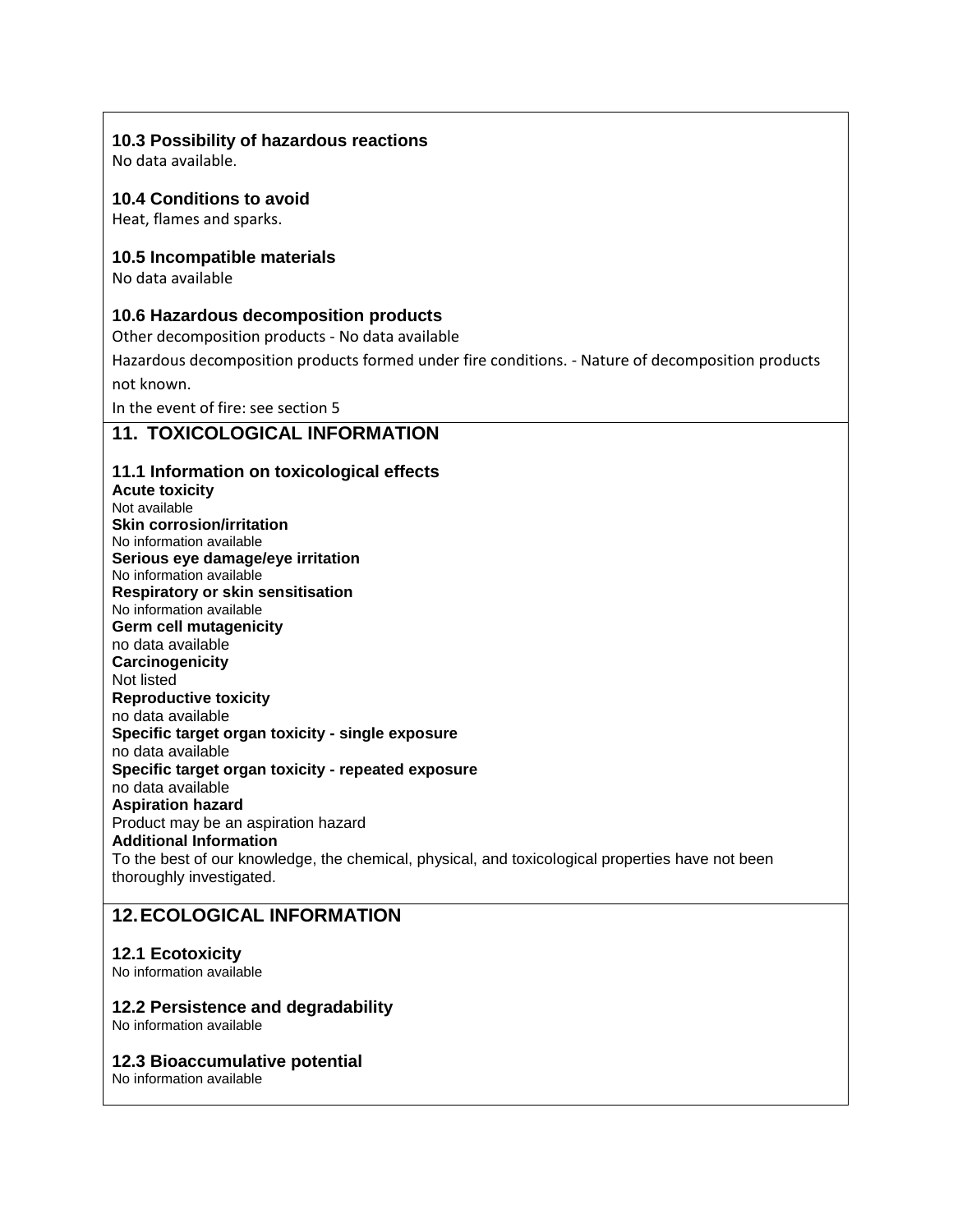### 10.3 Possibility of hazardous reactions

No data available.

### 10.4 Conditions to avoid

Heat, flames and sparks.

### 10.5 Incompatible materials

No data available

### 10.6 Hazardous decomposition products

Other decomposition products - No data available

Hazardous decomposition products formed under fire conditions. - Nature of decomposition products not known.

In the event of fire: see section 5

## 11. TOXICOLOGICAL INFORMATION

### 11.1 Information on toxicological effects

**Acute toxicity**
Not available

**Skin corrosion/irritation**
No information available

**Serious eye damage/eye irritation**
No information available

**Respiratory or skin sensitisation**
No information available

**Germ cell mutagenicity**
no data available

**Carcinogenicity**
Not listed

**Reproductive toxicity**
no data available

**Specific target organ toxicity - single exposure**
no data available

**Specific target organ toxicity - repeated exposure**
no data available

**Aspiration hazard**
Product may be an aspiration hazard

**Additional Information**
To the best of our knowledge, the chemical, physical, and toxicological properties have not been thoroughly investigated.

## 12. ECOLOGICAL INFORMATION

### 12.1 Ecotoxicity

No information available

### 12.2 Persistence and degradability

No information available

### 12.3 Bioaccumulative potential

No information available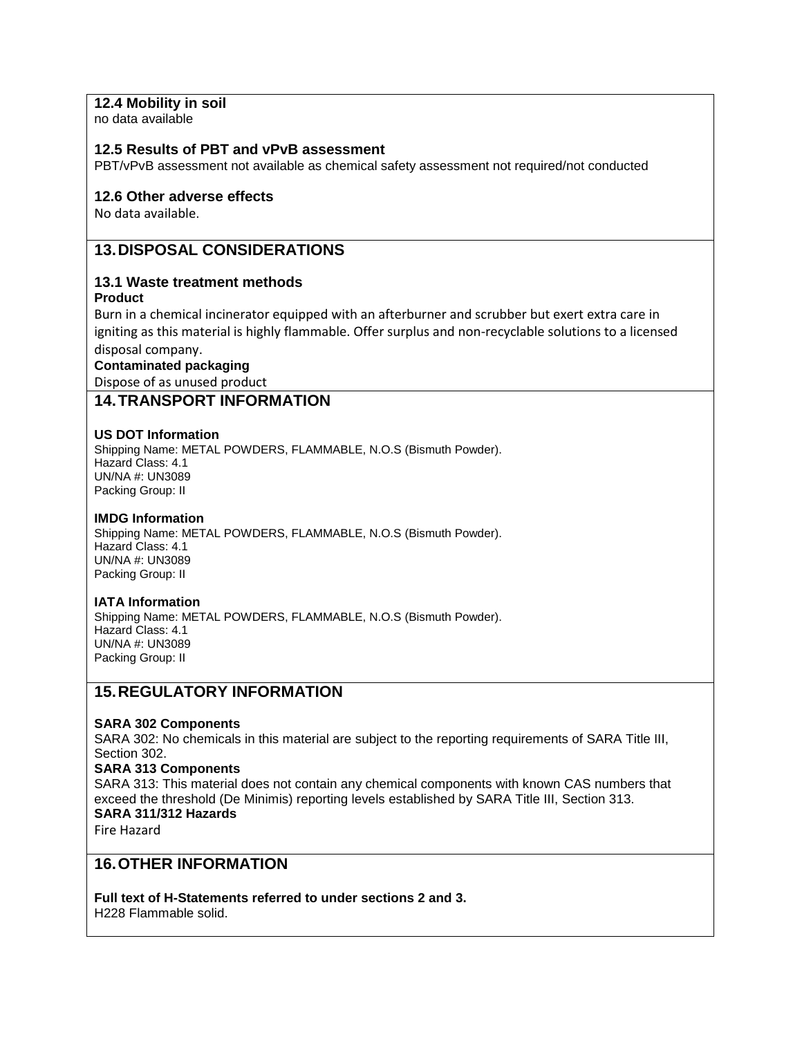### 12.4 Mobility in soil

no data available

### 12.5 Results of PBT and vPvB assessment

PBT/vPvB assessment not available as chemical safety assessment not required/not conducted

### 12.6 Other adverse effects

No data available.

## 13. DISPOSAL CONSIDERATIONS

### 13.1 Waste treatment methods

**Product**

Burn in a chemical incinerator equipped with an afterburner and scrubber but exert extra care in igniting as this material is highly flammable. Offer surplus and non-recyclable solutions to a licensed disposal company.

**Contaminated packaging**

Dispose of as unused product

## 14. TRANSPORT INFORMATION

**US DOT Information**

Shipping Name: METAL POWDERS, FLAMMABLE, N.O.S (Bismuth Powder).
Hazard Class: 4.1
UN/NA #: UN3089
Packing Group: II

**IMDG Information**

Shipping Name: METAL POWDERS, FLAMMABLE, N.O.S (Bismuth Powder).
Hazard Class: 4.1
UN/NA #: UN3089
Packing Group: II

**IATA Information**

Shipping Name: METAL POWDERS, FLAMMABLE, N.O.S (Bismuth Powder).
Hazard Class: 4.1
UN/NA #: UN3089
Packing Group: II

## 15. REGULATORY INFORMATION

**SARA 302 Components**

SARA 302: No chemicals in this material are subject to the reporting requirements of SARA Title III, Section 302.

**SARA 313 Components**

SARA 313: This material does not contain any chemical components with known CAS numbers that exceed the threshold (De Minimis) reporting levels established by SARA Title III, Section 313.

**SARA 311/312 Hazards**

Fire Hazard

## 16. OTHER INFORMATION

**Full text of H-Statements referred to under sections 2 and 3.**

H228 Flammable solid.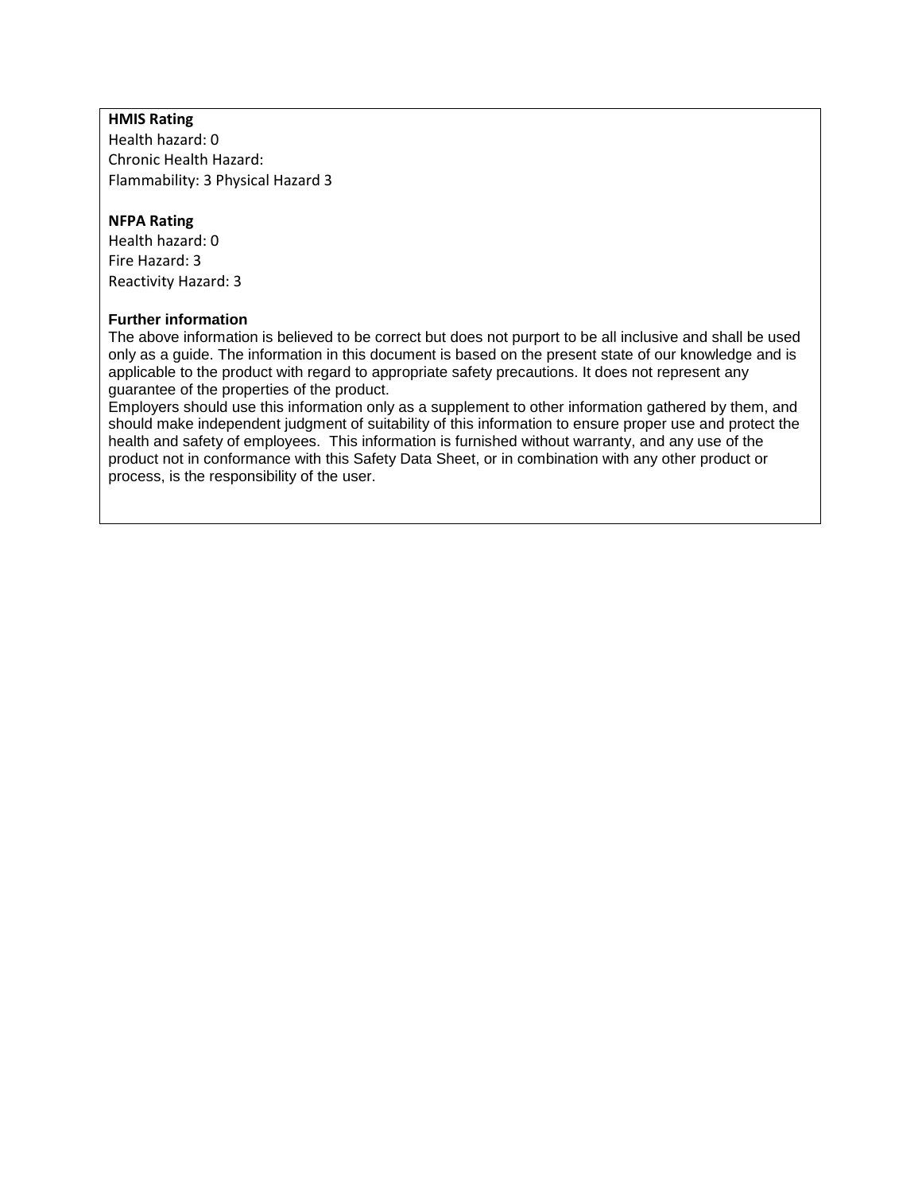**HMIS Rating**

Health hazard: 0

Chronic Health Hazard:

Flammability: 3 Physical Hazard 3

**NFPA Rating**

Health hazard: 0

Fire Hazard: 3

Reactivity Hazard: 3

**Further information**

The above information is believed to be correct but does not purport to be all inclusive and shall be used only as a guide. The information in this document is based on the present state of our knowledge and is applicable to the product with regard to appropriate safety precautions. It does not represent any guarantee of the properties of the product.

Employers should use this information only as a supplement to other information gathered by them, and should make independent judgment of suitability of this information to ensure proper use and protect the health and safety of employees. This information is furnished without warranty, and any use of the product not in conformance with this Safety Data Sheet, or in combination with any other product or process, is the responsibility of the user.